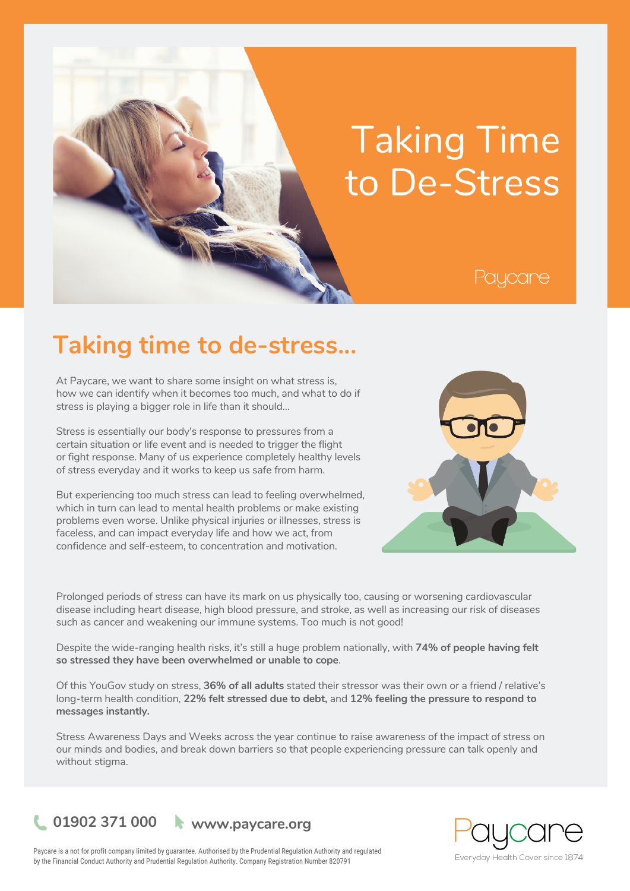# Taking Time to De-Stress

Paycare

## Taking time to de-stress...

At Paycare, we want to share some insight on what stress is, how we can identify when it becomes too much, and what to do if stress is playing a bigger role in life than it should...

Stress is essentially our body's response to pressures from a certain situation or life event and is needed to trigger the flight or fight response. Many of us experience completely healthy levels of stress everyday and it works to keep us safe from harm.

But experiencing too much stress can lead to feeling overwhelmed, which in turn can lead to mental health problems or make existing problems even worse. Unlike physical injuries or illnesses, stress is faceless, and can impact everyday life and how we act, from confidence and self-esteem, to concentration and motivation.

Prolonged periods of stress can have its mark on us physically too, causing or worsening cardiovascular disease including heart disease, high blood pressure, and stroke, as well as increasing our risk of diseases such as cancer and weakening our immune systems. Too much is not good!

Despite the wide-ranging health risks, it's still a huge problem nationally, with **74% of people having felt so stressed they have been overwhelmed or unable to cope**.

Of this YouGov study on stress, **36% of all adults** stated their stressor was their own or a friend / relative's long-term health condition, **22% felt stressed due to debt,** and **12% feeling the pressure to respond to messages instantly.**

Stress Awareness Days and Weeks across the year continue to raise awareness of the impact of stress on our minds and bodies, and break down barriers so that people experiencing pressure can talk openly and without stigma.

**01902 371 000** **www.paycare.org**

Paycare is a not for profit company limited by guarantee. Authorised by the Prudential Regulation Authority and regulated by the Financial Conduct Authority and Prudential Regulation Authority. Company Registration Number 820791

Paycare
Everyday Health Cover since 1874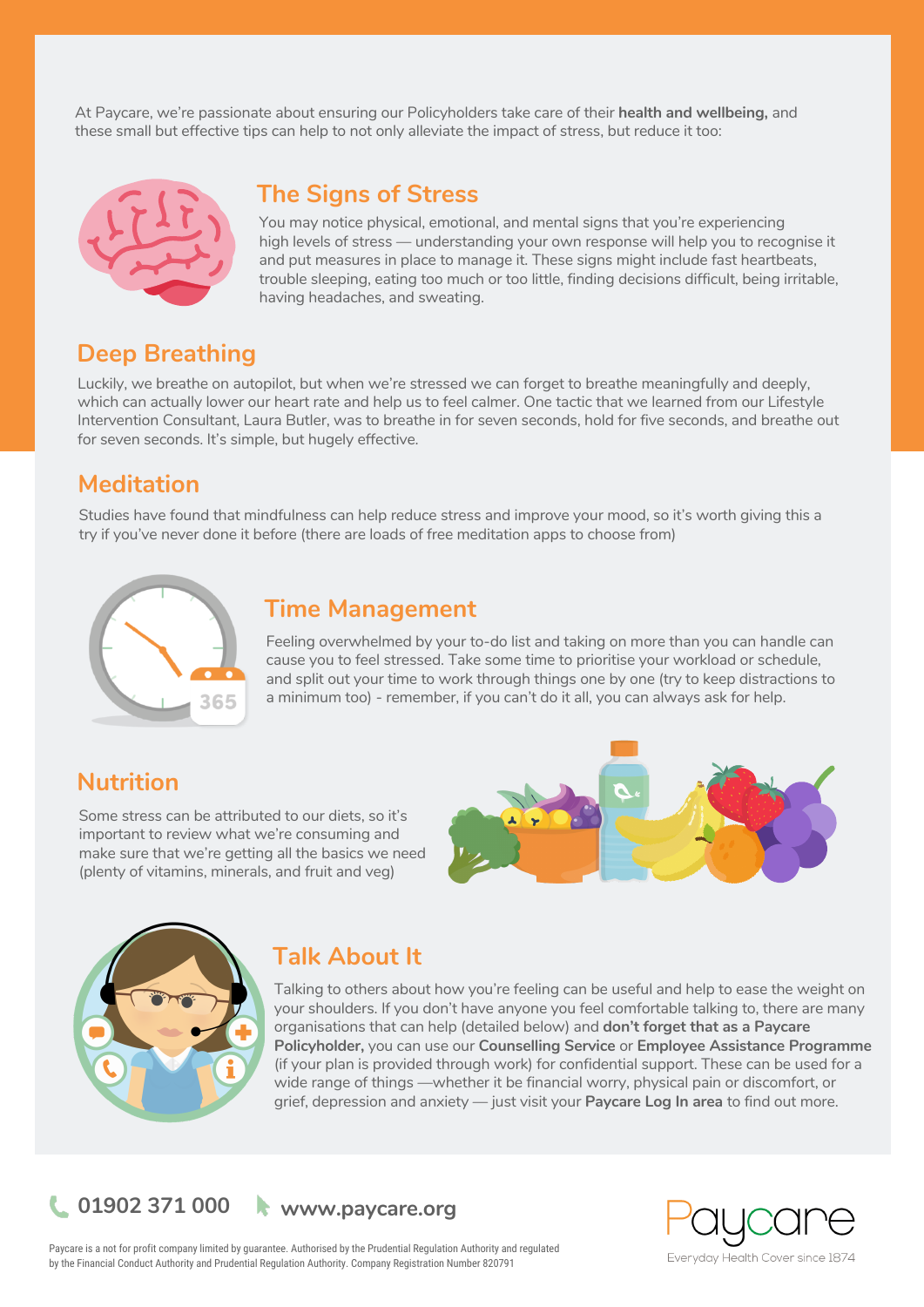At Paycare, we're passionate about ensuring our Policyholders take care of their **health and wellbeing,** and these small but effective tips can help to not only alleviate the impact of stress, but reduce it too:

## The Signs of Stress

You may notice physical, emotional, and mental signs that you're experiencing high levels of stress — understanding your own response will help you to recognise it and put measures in place to manage it. These signs might include fast heartbeats, trouble sleeping, eating too much or too little, finding decisions difficult, being irritable, having headaches, and sweating.

## Deep Breathing

Luckily, we breathe on autopilot, but when we're stressed we can forget to breathe meaningfully and deeply, which can actually lower our heart rate and help us to feel calmer. One tactic that we learned from our Lifestyle Intervention Consultant, Laura Butler, was to breathe in for seven seconds, hold for five seconds, and breathe out for seven seconds. It's simple, but hugely effective.

## Meditation

Studies have found that mindfulness can help reduce stress and improve your mood, so it's worth giving this a try if you've never done it before (there are loads of free meditation apps to choose from)

## Time Management

Feeling overwhelmed by your to-do list and taking on more than you can handle can cause you to feel stressed. Take some time to prioritise your workload or schedule, and split out your time to work through things one by one (try to keep distractions to a minimum too) - remember, if you can't do it all, you can always ask for help.

## Nutrition

Some stress can be attributed to our diets, so it's important to review what we're consuming and make sure that we're getting all the basics we need (plenty of vitamins, minerals, and fruit and veg)

## Talk About It

Talking to others about how you're feeling can be useful and help to ease the weight on your shoulders. If you don't have anyone you feel comfortable talking to, there are many organisations that can help (detailed below) and **don't forget that as a Paycare Policyholder,** you can use our **Counselling Service** or **Employee Assistance Programme** (if your plan is provided through work) for confidential support. These can be used for a wide range of things —whether it be financial worry, physical pain or discomfort, or grief, depression and anxiety — just visit your **Paycare Log In area** to find out more.

**01902 371 000** **www.paycare.org**

Paycare is a not for profit company limited by guarantee. Authorised by the Prudential Regulation Authority and regulated by the Financial Conduct Authority and Prudential Regulation Authority. Company Registration Number 820791

Paycare
Everyday Health Cover since 1874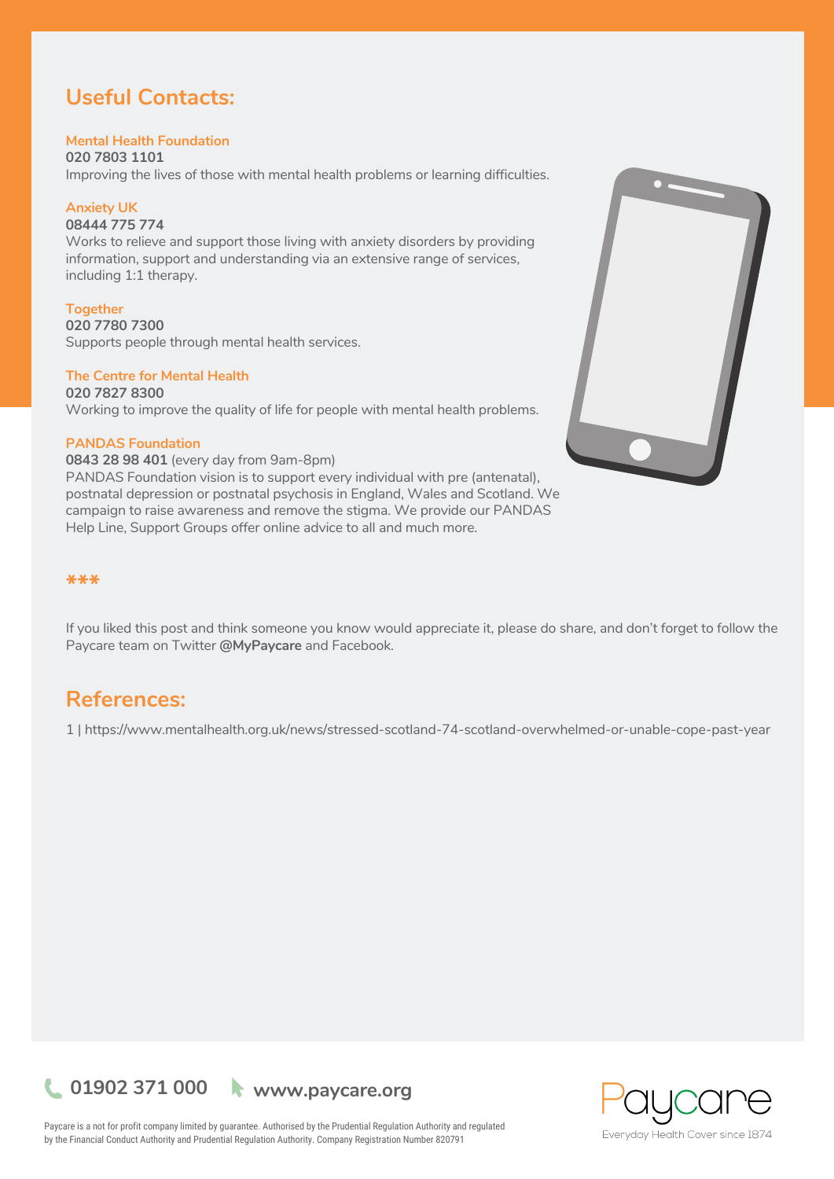## Useful Contacts:

**Mental Health Foundation**
**020 7803 1101**
Improving the lives of those with mental health problems or learning difficulties.

**Anxiety UK**
**08444 775 774**
Works to relieve and support those living with anxiety disorders by providing information, support and understanding via an extensive range of services, including 1:1 therapy.

**Together**
**020 7780 7300**
Supports people through mental health services.

**The Centre for Mental Health**
**020 7827 8300**
Working to improve the quality of life for people with mental health problems.

**PANDAS Foundation**
**0843 28 98 401** (every day from 9am-8pm)
PANDAS Foundation vision is to support every individual with pre (antenatal), postnatal depression or postnatal psychosis in England, Wales and Scotland. We campaign to raise awareness and remove the stigma. We provide our PANDAS Help Line, Support Groups offer online advice to all and much more.

***

If you liked this post and think someone you know would appreciate it, please do share, and don't forget to follow the Paycare team on Twitter **@MyPaycare** and Facebook.

## References:

1 | https://www.mentalhealth.org.uk/news/stressed-scotland-74-scotland-overwhelmed-or-unable-cope-past-year

**01902 371 000** **www.paycare.org**

Paycare
Everyday Health Cover since 1874

Paycare is a not for profit company limited by guarantee. Authorised by the Prudential Regulation Authority and regulated by the Financial Conduct Authority and Prudential Regulation Authority. Company Registration Number 820791